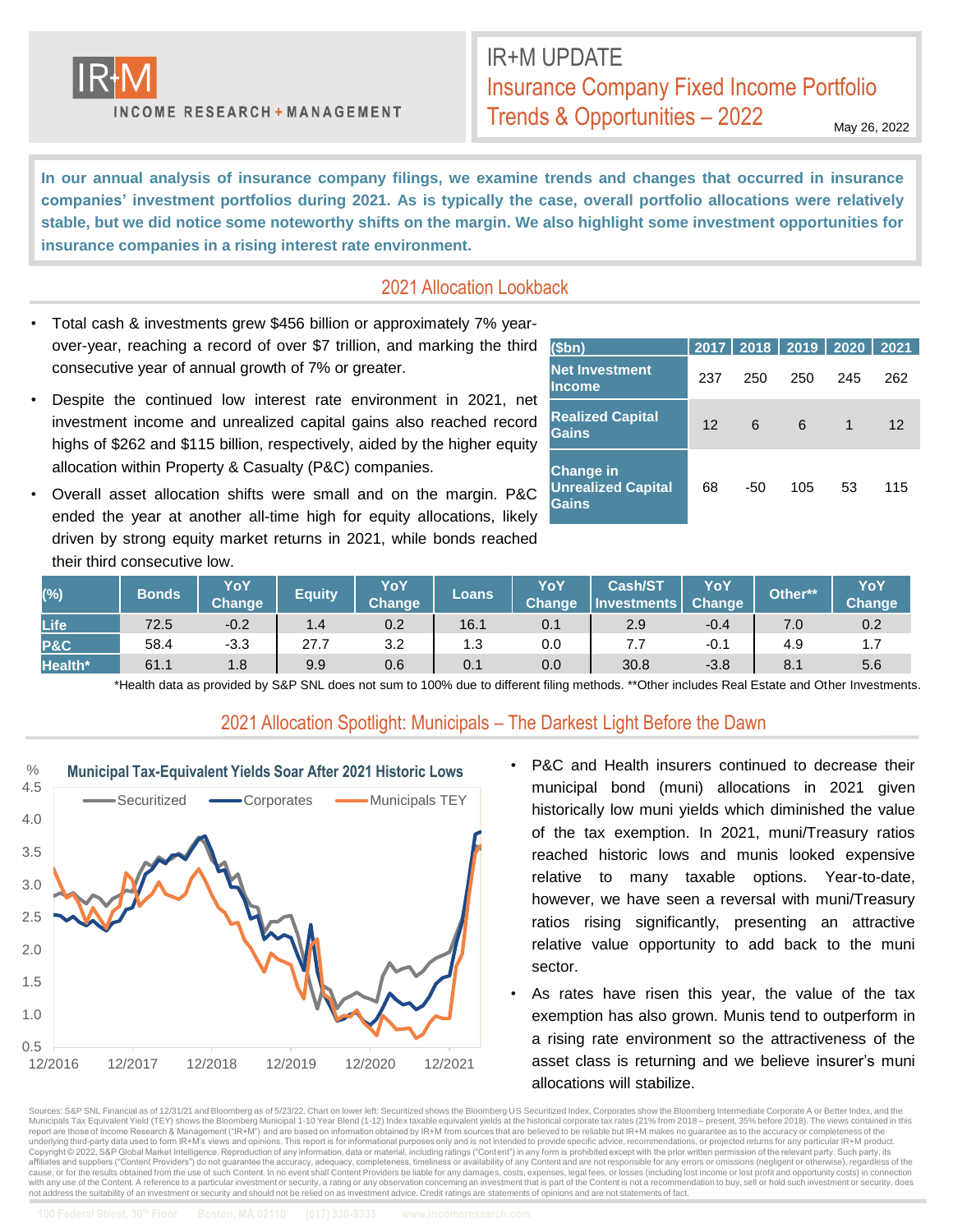IR+M

INCOME RESEARCH + MANAGEMENT

# IR+M UPDATE
## Insurance Company Fixed Income Portfolio Trends & Opportunities – 2022

May 26, 2022

**In our annual analysis of insurance company filings, we examine trends and changes that occurred in insurance companies' investment portfolios during 2021. As is typically the case, overall portfolio allocations were relatively stable, but we did notice some noteworthy shifts on the margin. We also highlight some investment opportunities for insurance companies in a rising interest rate environment.**

## 2021 Allocation Lookback

- Total cash & investments grew $456 billion or approximately 7% year-over-year, reaching a record of over $7 trillion, and marking the third consecutive year of annual growth of 7% or greater.
- Despite the continued low interest rate environment in 2021, net investment income and unrealized capital gains also reached record highs of $262 and $115 billion, respectively, aided by the higher equity allocation within Property & Casualty (P&C) companies.
- Overall asset allocation shifts were small and on the margin. P&C ended the year at another all-time high for equity allocations, likely driven by strong equity market returns in 2021, while bonds reached their third consecutive low.

| ($bn) | 2017 | 2018 | 2019 | 2020 | 2021 |
|---|---|---|---|---|---|
| Net Investment Income | 237 | 250 | 250 | 245 | 262 |
| Realized Capital Gains | 12 | 6 | 6 | 1 | 12 |
| Change in Unrealized Capital Gains | 68 | -50 | 105 | 53 | 115 |

| (%) | Bonds | YoY Change | Equity | YoY Change | Loans | YoY Change | Cash/ST Investments | YoY Change | Other** | YoY Change |
|---|---|---|---|---|---|---|---|---|---|---|
| Life | 72.5 | -0.2 | 1.4 | 0.2 | 16.1 | 0.1 | 2.9 | -0.4 | 7.0 | 0.2 |
| P&C | 58.4 | -3.3 | 27.7 | 3.2 | 1.3 | 0.0 | 7.7 | -0.1 | 4.9 | 1.7 |
| Health* | 61.1 | 1.8 | 9.9 | 0.6 | 0.1 | 0.0 | 30.8 | -3.8 | 8.1 | 5.6 |

*Health data as provided by S&P SNL does not sum to 100% due to different filing methods. **Other includes Real Estate and Other Investments.

## 2021 Allocation Spotlight: Municipals – The Darkest Light Before the Dawn

**Municipal Tax-Equivalent Yields Soar After 2021 Historic Lows**

- P&C and Health insurers continued to decrease their municipal bond (muni) allocations in 2021 given historically low muni yields which diminished the value of the tax exemption. In 2021, muni/Treasury ratios reached historic lows and munis looked expensive relative to many taxable options. Year-to-date, however, we have seen a reversal with muni/Treasury ratios rising significantly, presenting an attractive relative value opportunity to add back to the muni sector.
- As rates have risen this year, the value of the tax exemption has also grown. Munis tend to outperform in a rising rate environment so the attractiveness of the asset class is returning and we believe insurer's muni allocations will stabilize.

Sources: S&P SNL Financial as of 12/31/21 and Bloomberg as of 5/23/22. Chart on lower left: Securitized shows the Bloomberg US Securitized Index, Corporates show the Bloomberg Intermediate Corporate A or Better Index, and the Municipals Tax Equivalent Yield (TEY) shows the Bloomberg Municipal 1-10 Year Blend (1-12) Index taxable equivalent yields at the historical corporate tax rates (21% from 2018 – present, 35% before 2018). The views contained in this report are those of Income Research & Management ("IR+M") and are based on information obtained by IR+M from sources that are believed to be reliable but IR+M makes no guarantee as to the accuracy or completeness of the underlying third-party data used to form IR+M's views and opinions. This report is for informational purposes only and is not intended to provide specific advice, recommendations, or projected returns for any particular IR+M product. Copyright © 2022, S&P Global Market Intelligence. Reproduction of any information, data or material, including ratings ("Content") in any form is prohibited except with the prior written permission of the relevant party. Such party, its affiliates and suppliers ("Content Providers") do not guarantee the accuracy, adequacy, completeness, timeliness or availability of any Content and are not responsible for any errors or omissions (negligent or otherwise), regardless of the cause, or for the results obtained from the use of such Content. In no event shall Content Providers be liable for any damages, costs, expenses, legal fees, or losses (including lost income or lost profit and opportunity costs) in connection with any use of the Content. A reference to a particular investment or security, a rating or any observation concerning an investment that is part of the Content is not a recommendation to buy, sell or hold such investment or security, does not address the suitability of an investment or security and should not be relied on as investment advice. Credit ratings are statements of opinions and are not statements of fact.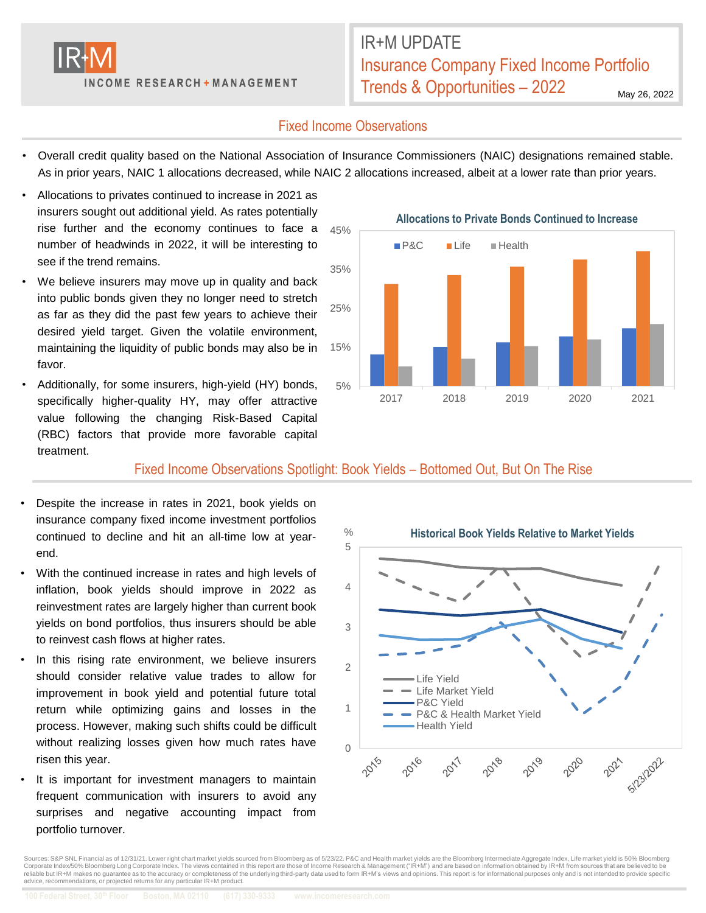# IR+M UPDATE

## Insurance Company Fixed Income Portfolio Trends & Opportunities – 2022

May 26, 2022

### Fixed Income Observations

- Overall credit quality based on the National Association of Insurance Commissioners (NAIC) designations remained stable. As in prior years, NAIC 1 allocations decreased, while NAIC 2 allocations increased, albeit at a lower rate than prior years.
- Allocations to privates continued to increase in 2021 as insurers sought out additional yield. As rates potentially rise further and the economy continues to face a number of headwinds in 2022, it will be interesting to see if the trend remains.
- We believe insurers may move up in quality and back into public bonds given they no longer need to stretch as far as they did the past few years to achieve their desired yield target. Given the volatile environment, maintaining the liquidity of public bonds may also be in favor.
- Additionally, for some insurers, high-yield (HY) bonds, specifically higher-quality HY, may offer attractive value following the changing Risk-Based Capital (RBC) factors that provide more favorable capital treatment.

**Allocations to Private Bonds Continued to Increase**

(Chart: P&C, Life, Health allocations, 2017–2021; y-axis 5%–45%)

### Fixed Income Observations Spotlight: Book Yields – Bottomed Out, But On The Rise

- Despite the increase in rates in 2021, book yields on insurance company fixed income investment portfolios continued to decline and hit an all-time low at year-end.
- With the continued increase in rates and high levels of inflation, book yields should improve in 2022 as reinvestment rates are largely higher than current book yields on bond portfolios, thus insurers should be able to reinvest cash flows at higher rates.
- In this rising rate environment, we believe insurers should consider relative value trades to allow for improvement in book yield and potential future total return while optimizing gains and losses in the process. However, making such shifts could be difficult without realizing losses given how much rates have risen this year.
- It is important for investment managers to maintain frequent communication with insurers to avoid any surprises and negative accounting impact from portfolio turnover.

**Historical Book Yields Relative to Market Yields**

(Chart: Life Yield, Life Market Yield, P&C Yield, P&C & Health Market Yield, Health Yield; %, 2015–5/23/2022)

Sources: S&P SNL Financial as of 12/31/21. Lower right chart market yields sourced from Bloomberg as of 5/23/22. P&C and Health market yields are the Bloomberg Intermediate Aggregate Index, Life market yield is 50% Bloomberg Corporate Index/50% Bloomberg Long Corporate Index. The views contained in this report are those of Income Research & Management ("IR+M") and are based on information obtained by IR+M from sources that are believed to be reliable but IR+M makes no guarantee as to the accuracy or completeness of the underlying third-party data used to form IR+M's views and opinions. This report is for informational purposes only and is not intended to provide specific advice, recommendations, or projected returns for any particular IR+M product.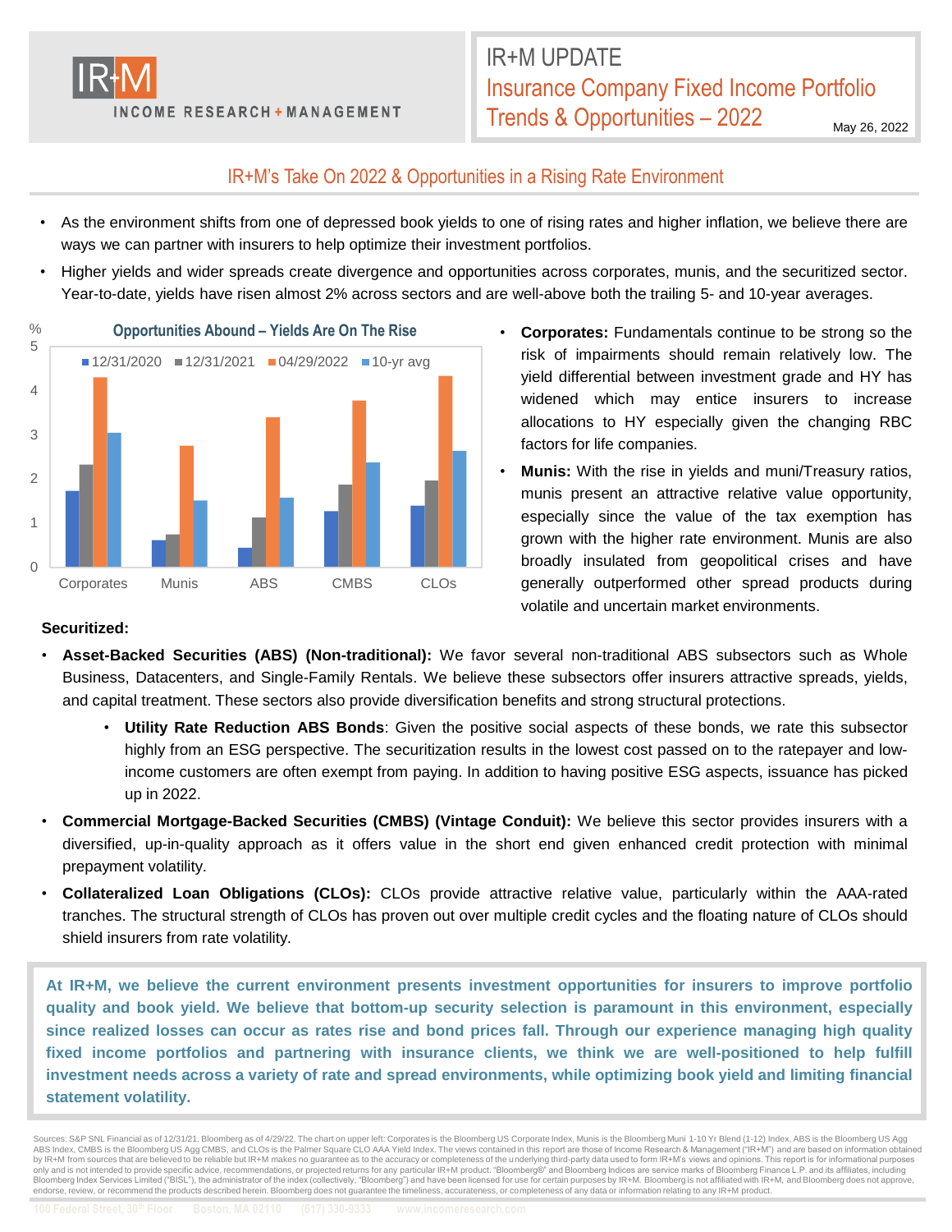# IR+M UPDATE

## Insurance Company Fixed Income Portfolio Trends & Opportunities – 2022

May 26, 2022

## IR+M's Take On 2022 & Opportunities in a Rising Rate Environment

- As the environment shifts from one of depressed book yields to one of rising rates and higher inflation, we believe there are ways we can partner with insurers to help optimize their investment portfolios.
- Higher yields and wider spreads create divergence and opportunities across corporates, munis, and the securitized sector. Year-to-date, yields have risen almost 2% across sectors and are well-above both the trailing 5- and 10-year averages.

**Opportunities Abound – Yields Are On The Rise**

%

5
4
3
2
1
0

12/31/2020 12/31/2021 04/29/2022 10-yr avg

Corporates Munis ABS CMBS CLOs

- **Corporates:** Fundamentals continue to be strong so the risk of impairments should remain relatively low. The yield differential between investment grade and HY has widened which may entice insurers to increase allocations to HY especially given the changing RBC factors for life companies.
- **Munis:** With the rise in yields and muni/Treasury ratios, munis present an attractive relative value opportunity, especially since the value of the tax exemption has grown with the higher rate environment. Munis are also broadly insulated from geopolitical crises and have generally outperformed other spread products during volatile and uncertain market environments.

**Securitized:**

- **Asset-Backed Securities (ABS) (Non-traditional):** We favor several non-traditional ABS subsectors such as Whole Business, Datacenters, and Single-Family Rentals. We believe these subsectors offer insurers attractive spreads, yields, and capital treatment. These sectors also provide diversification benefits and strong structural protections.
  - **Utility Rate Reduction ABS Bonds**: Given the positive social aspects of these bonds, we rate this subsector highly from an ESG perspective. The securitization results in the lowest cost passed on to the ratepayer and low-income customers are often exempt from paying. In addition to having positive ESG aspects, issuance has picked up in 2022.
- **Commercial Mortgage-Backed Securities (CMBS) (Vintage Conduit):** We believe this sector provides insurers with a diversified, up-in-quality approach as it offers value in the short end given enhanced credit protection with minimal prepayment volatility.
- **Collateralized Loan Obligations (CLOs):** CLOs provide attractive relative value, particularly within the AAA-rated tranches. The structural strength of CLOs has proven out over multiple credit cycles and the floating nature of CLOs should shield insurers from rate volatility.

**At IR+M, we believe the current environment presents investment opportunities for insurers to improve portfolio quality and book yield. We believe that bottom-up security selection is paramount in this environment, especially since realized losses can occur as rates rise and bond prices fall. Through our experience managing high quality fixed income portfolios and partnering with insurance clients, we think we are well-positioned to help fulfill investment needs across a variety of rate and spread environments, while optimizing book yield and limiting financial statement volatility.**

Sources: S&P SNL Financial as of 12/31/21. Bloomberg as of 4/29/22. The chart on upper left: Corporates is the Bloomberg US Corporate Index, Munis is the Bloomberg Muni 1-10 Yr Blend (1-12) Index, ABS is the Bloomberg US Agg ABS Index, CMBS is the Bloomberg US Agg CMBS, and CLOs is the Palmer Square CLO AAA Yield Index. The views contained in this report are those of Income Research & Management ("IR+M") and are based on information obtained by IR+M from sources that are believed to be reliable but IR+M makes no guarantee as to the accuracy or completeness of the underlying third-party data used to form IR+M's views and opinions. This report is for informational purposes only and is not intended to provide specific advice, recommendations, or projected returns for any particular IR+M product. "Bloomberg®" and Bloomberg Indices are service marks of Bloomberg Finance L.P. and its affiliates, including Bloomberg Index Services Limited ("BISL"), the administrator of the index (collectively, "Bloomberg") and have been licensed for use for certain purposes by IR+M. Bloomberg is not affiliated with IR+M, and Bloomberg does not approve, endorse, review, or recommend the products described herein. Bloomberg does not guarantee the timeliness, accurateness, or completeness of any data or information relating to any IR+M product.

100 Federal Street, 30th Floor Boston, MA 02110 (617) 330-9333 www.incomeresearch.com